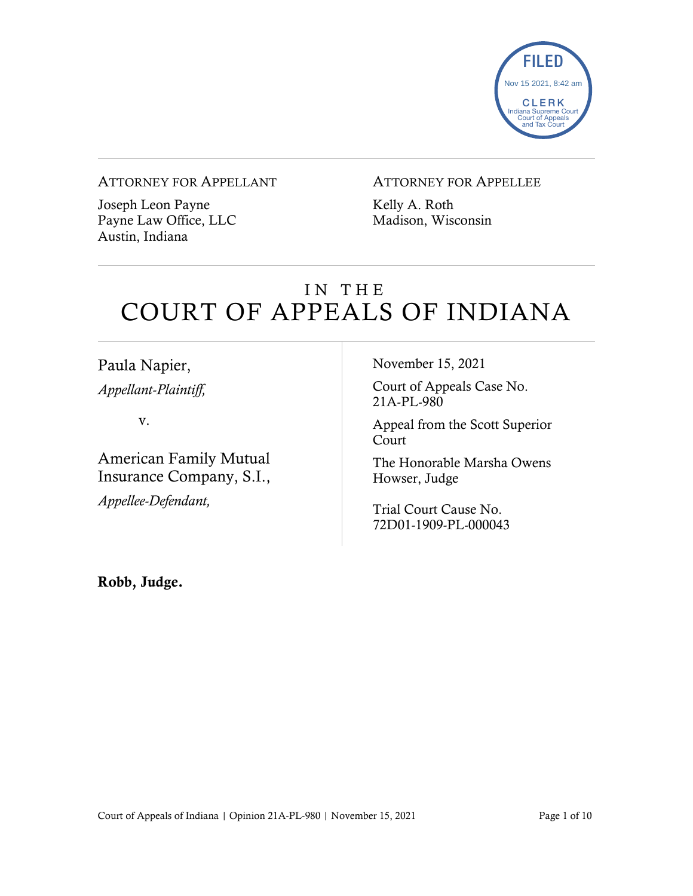FILED
Nov 15 2021, 8:42 am
CLERK
Indiana Supreme Court
Court of Appeals
and Tax Court

ATTORNEY FOR APPELLANT

Joseph Leon Payne
Payne Law Office, LLC
Austin, Indiana

ATTORNEY FOR APPELLEE

Kelly A. Roth
Madison, Wisconsin

# IN THE COURT OF APPEALS OF INDIANA

Paula Napier,
*Appellant-Plaintiff,*

v.

American Family Mutual Insurance Company, S.I.,
*Appellee-Defendant,*

November 15, 2021

Court of Appeals Case No. 21A-PL-980

Appeal from the Scott Superior Court

The Honorable Marsha Owens Howser, Judge

Trial Court Cause No. 72D01-1909-PL-000043

**Robb, Judge.**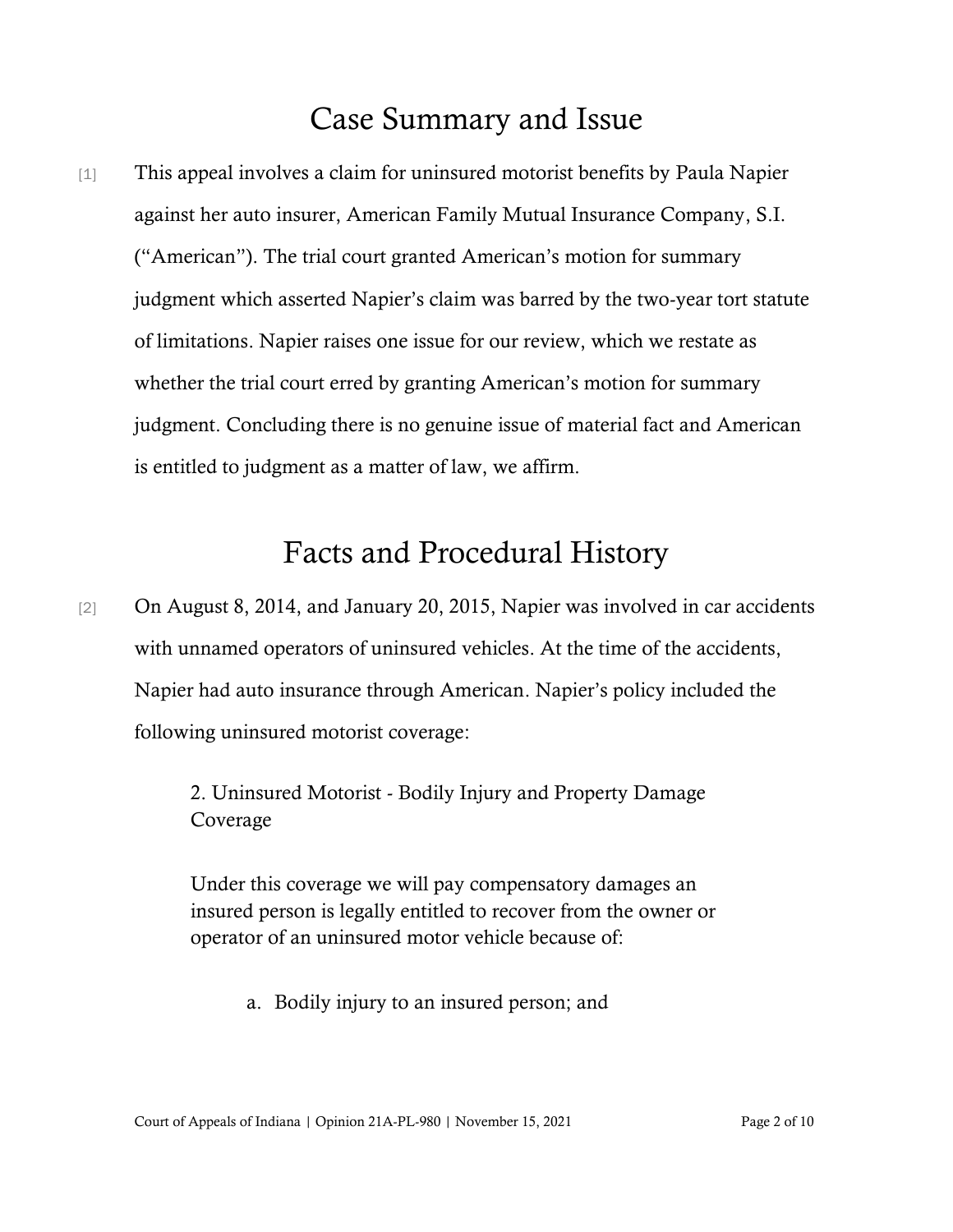# Case Summary and Issue

[1] This appeal involves a claim for uninsured motorist benefits by Paula Napier against her auto insurer, American Family Mutual Insurance Company, S.I. ("American"). The trial court granted American's motion for summary judgment which asserted Napier's claim was barred by the two-year tort statute of limitations. Napier raises one issue for our review, which we restate as whether the trial court erred by granting American's motion for summary judgment. Concluding there is no genuine issue of material fact and American is entitled to judgment as a matter of law, we affirm.

# Facts and Procedural History

[2] On August 8, 2014, and January 20, 2015, Napier was involved in car accidents with unnamed operators of uninsured vehicles. At the time of the accidents, Napier had auto insurance through American. Napier's policy included the following uninsured motorist coverage:

> 2. Uninsured Motorist - Bodily Injury and Property Damage Coverage
>
> Under this coverage we will pay compensatory damages an insured person is legally entitled to recover from the owner or operator of an uninsured motor vehicle because of:
>
> a. Bodily injury to an insured person; and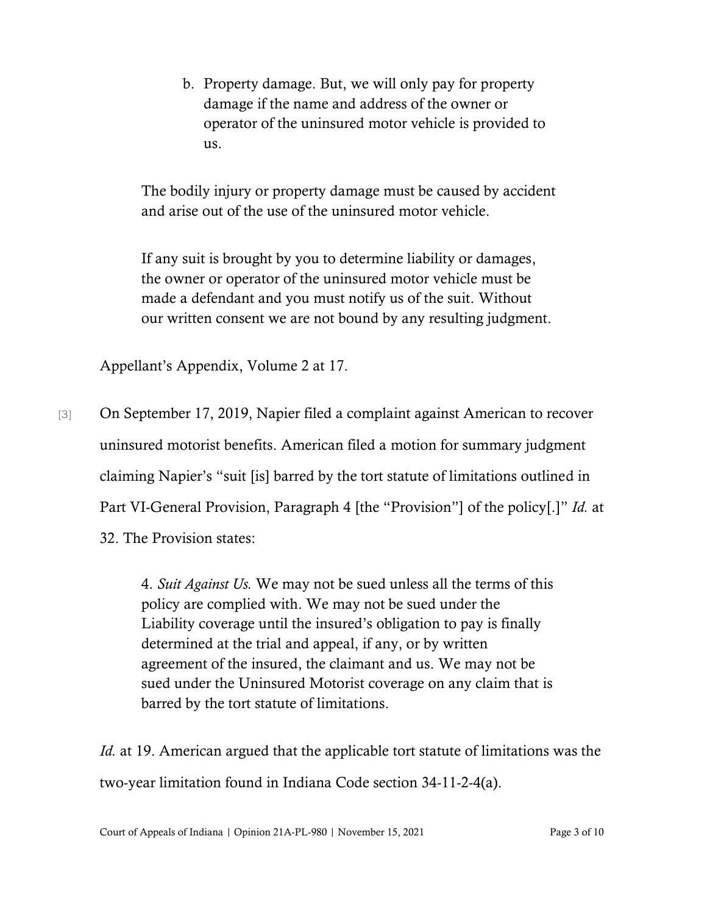> b. Property damage. But, we will only pay for property damage if the name and address of the owner or operator of the uninsured motor vehicle is provided to us.
>
> The bodily injury or property damage must be caused by accident and arise out of the use of the uninsured motor vehicle.
>
> If any suit is brought by you to determine liability or damages, the owner or operator of the uninsured motor vehicle must be made a defendant and you must notify us of the suit. Without our written consent we are not bound by any resulting judgment.

Appellant's Appendix, Volume 2 at 17.

[3] On September 17, 2019, Napier filed a complaint against American to recover uninsured motorist benefits. American filed a motion for summary judgment claiming Napier's "suit [is] barred by the tort statute of limitations outlined in Part VI-General Provision, Paragraph 4 [the "Provision"] of the policy[.]" *Id.* at 32. The Provision states:

> 4. *Suit Against Us.* We may not be sued unless all the terms of this policy are complied with. We may not be sued under the Liability coverage until the insured's obligation to pay is finally determined at the trial and appeal, if any, or by written agreement of the insured, the claimant and us. We may not be sued under the Uninsured Motorist coverage on any claim that is barred by the tort statute of limitations.

*Id.* at 19. American argued that the applicable tort statute of limitations was the two-year limitation found in Indiana Code section 34-11-2-4(a).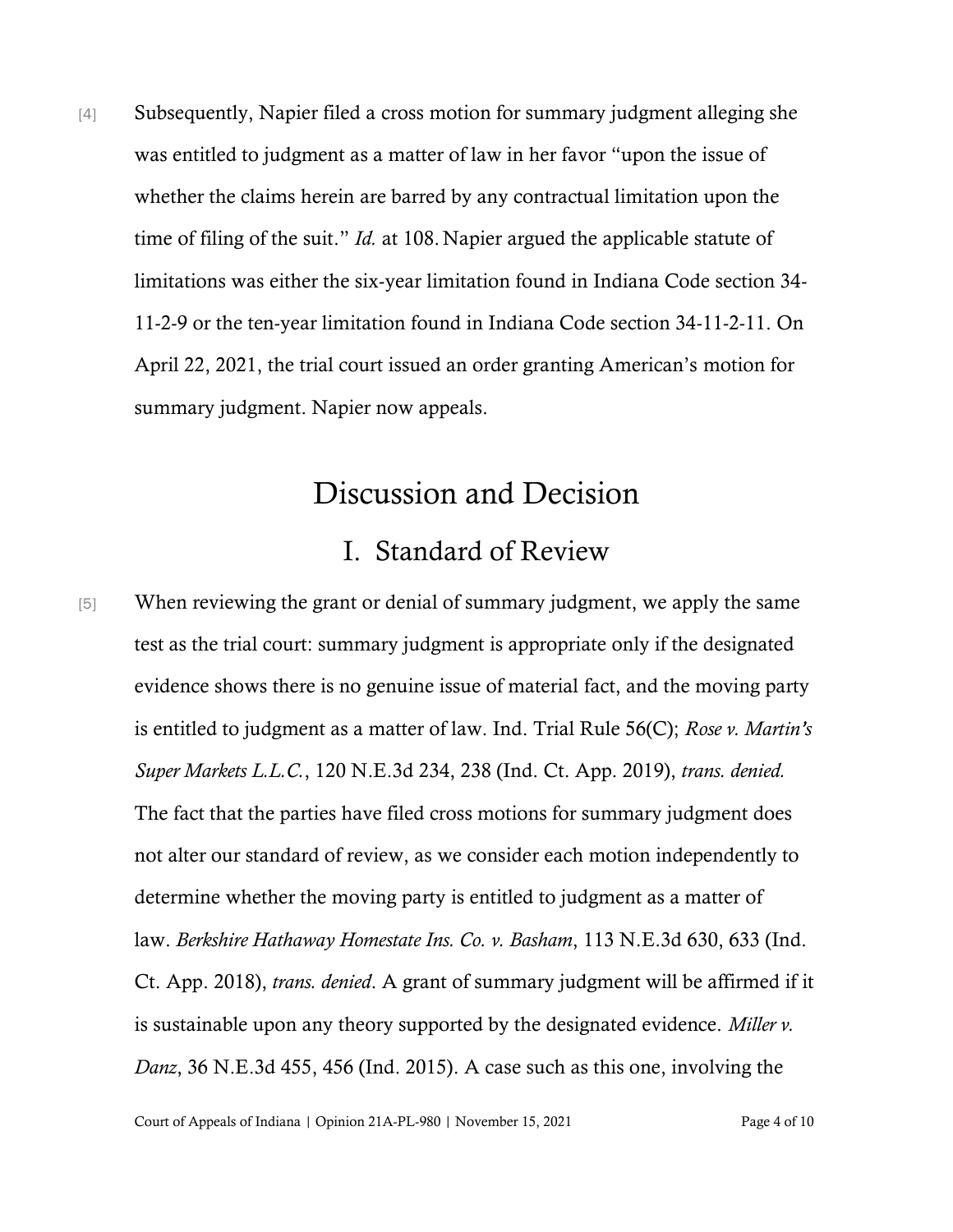[4] Subsequently, Napier filed a cross motion for summary judgment alleging she was entitled to judgment as a matter of law in her favor "upon the issue of whether the claims herein are barred by any contractual limitation upon the time of filing of the suit." *Id.* at 108. Napier argued the applicable statute of limitations was either the six-year limitation found in Indiana Code section 34-11-2-9 or the ten-year limitation found in Indiana Code section 34-11-2-11. On April 22, 2021, the trial court issued an order granting American's motion for summary judgment. Napier now appeals.

# Discussion and Decision

## I. Standard of Review

[5] When reviewing the grant or denial of summary judgment, we apply the same test as the trial court: summary judgment is appropriate only if the designated evidence shows there is no genuine issue of material fact, and the moving party is entitled to judgment as a matter of law. Ind. Trial Rule 56(C); *Rose v. Martin's Super Markets L.L.C.*, 120 N.E.3d 234, 238 (Ind. Ct. App. 2019), *trans. denied.* The fact that the parties have filed cross motions for summary judgment does not alter our standard of review, as we consider each motion independently to determine whether the moving party is entitled to judgment as a matter of law. *Berkshire Hathaway Homestate Ins. Co. v. Basham*, 113 N.E.3d 630, 633 (Ind. Ct. App. 2018), *trans. denied*. A grant of summary judgment will be affirmed if it is sustainable upon any theory supported by the designated evidence. *Miller v. Danz*, 36 N.E.3d 455, 456 (Ind. 2015). A case such as this one, involving the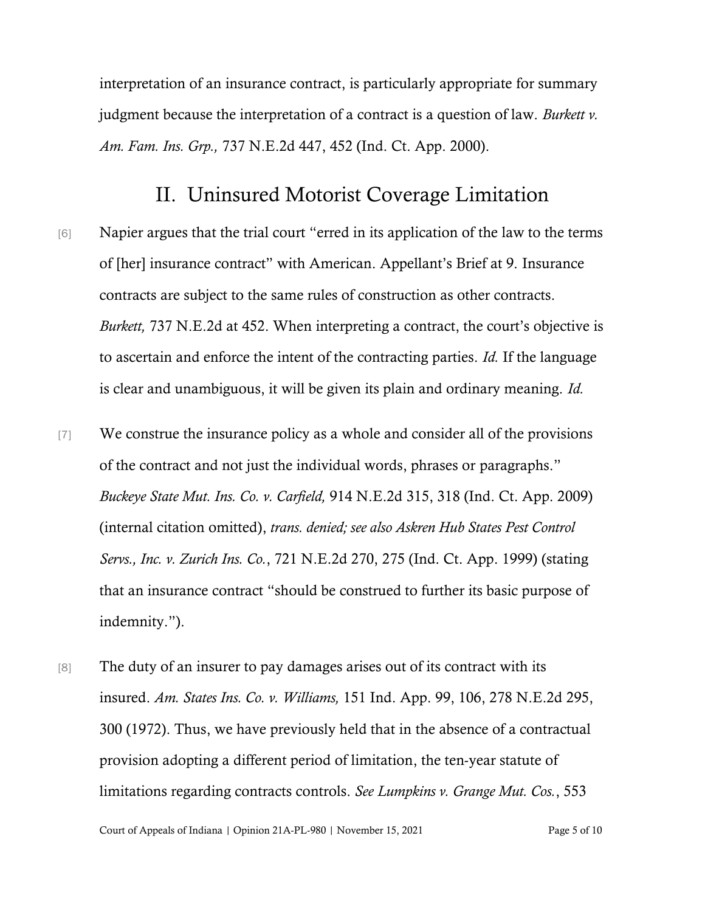interpretation of an insurance contract, is particularly appropriate for summary judgment because the interpretation of a contract is a question of law. *Burkett v. Am. Fam. Ins. Grp.,* 737 N.E.2d 447, 452 (Ind. Ct. App. 2000).

## II. Uninsured Motorist Coverage Limitation

[6] Napier argues that the trial court "erred in its application of the law to the terms of [her] insurance contract" with American. Appellant's Brief at 9. Insurance contracts are subject to the same rules of construction as other contracts. *Burkett,* 737 N.E.2d at 452. When interpreting a contract, the court's objective is to ascertain and enforce the intent of the contracting parties. *Id.* If the language is clear and unambiguous, it will be given its plain and ordinary meaning. *Id.*

[7] We construe the insurance policy as a whole and consider all of the provisions of the contract and not just the individual words, phrases or paragraphs." *Buckeye State Mut. Ins. Co. v. Carfield,* 914 N.E.2d 315, 318 (Ind. Ct. App. 2009) (internal citation omitted), *trans. denied; see also Askren Hub States Pest Control Servs., Inc. v. Zurich Ins. Co.*, 721 N.E.2d 270, 275 (Ind. Ct. App. 1999) (stating that an insurance contract "should be construed to further its basic purpose of indemnity.").

[8] The duty of an insurer to pay damages arises out of its contract with its insured. *Am. States Ins. Co. v. Williams,* 151 Ind. App. 99, 106, 278 N.E.2d 295, 300 (1972). Thus, we have previously held that in the absence of a contractual provision adopting a different period of limitation, the ten-year statute of limitations regarding contracts controls. *See Lumpkins v. Grange Mut. Cos.*, 553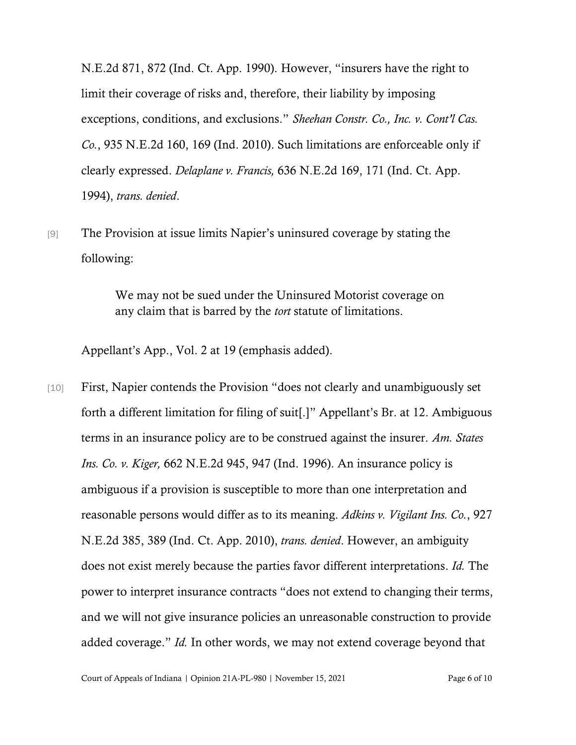N.E.2d 871, 872 (Ind. Ct. App. 1990). However, "insurers have the right to limit their coverage of risks and, therefore, their liability by imposing exceptions, conditions, and exclusions." *Sheehan Constr. Co., Inc. v. Cont'l Cas. Co.*, 935 N.E.2d 160, 169 (Ind. 2010). Such limitations are enforceable only if clearly expressed. *Delaplane v. Francis,* 636 N.E.2d 169, 171 (Ind. Ct. App. 1994), *trans. denied*.

[9] The Provision at issue limits Napier's uninsured coverage by stating the following:

> We may not be sued under the Uninsured Motorist coverage on any claim that is barred by the *tort* statute of limitations.

Appellant's App., Vol. 2 at 19 (emphasis added).

[10] First, Napier contends the Provision "does not clearly and unambiguously set forth a different limitation for filing of suit[.]" Appellant's Br. at 12. Ambiguous terms in an insurance policy are to be construed against the insurer. *Am. States Ins. Co. v. Kiger,* 662 N.E.2d 945, 947 (Ind. 1996). An insurance policy is ambiguous if a provision is susceptible to more than one interpretation and reasonable persons would differ as to its meaning. *Adkins v. Vigilant Ins. Co.*, 927 N.E.2d 385, 389 (Ind. Ct. App. 2010), *trans. denied*. However, an ambiguity does not exist merely because the parties favor different interpretations. *Id.* The power to interpret insurance contracts "does not extend to changing their terms, and we will not give insurance policies an unreasonable construction to provide added coverage." *Id.* In other words, we may not extend coverage beyond that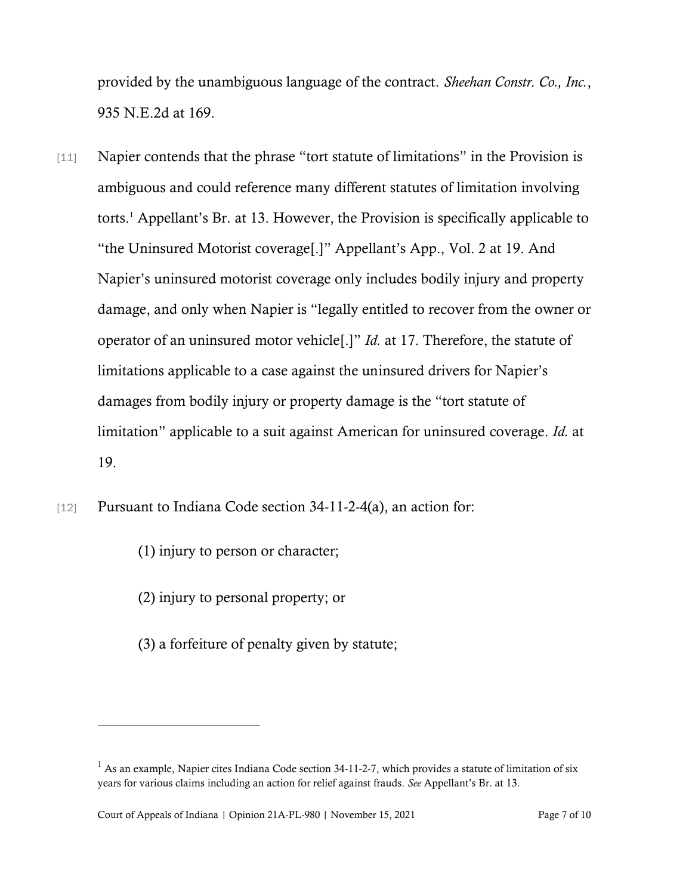provided by the unambiguous language of the contract. *Sheehan Constr. Co., Inc.*, 935 N.E.2d at 169.

[11] Napier contends that the phrase "tort statute of limitations" in the Provision is ambiguous and could reference many different statutes of limitation involving torts.[1] Appellant's Br. at 13. However, the Provision is specifically applicable to "the Uninsured Motorist coverage[.]" Appellant's App., Vol. 2 at 19. And Napier's uninsured motorist coverage only includes bodily injury and property damage, and only when Napier is "legally entitled to recover from the owner or operator of an uninsured motor vehicle[.]" *Id.* at 17. Therefore, the statute of limitations applicable to a case against the uninsured drivers for Napier's damages from bodily injury or property damage is the "tort statute of limitation" applicable to a suit against American for uninsured coverage. *Id.* at 19.

[12] Pursuant to Indiana Code section 34-11-2-4(a), an action for:

> (1) injury to person or character;
>
> (2) injury to personal property; or
>
> (3) a forfeiture of penalty given by statute;

---

[1] As an example, Napier cites Indiana Code section 34-11-2-7, which provides a statute of limitation of six years for various claims including an action for relief against frauds. *See* Appellant's Br. at 13.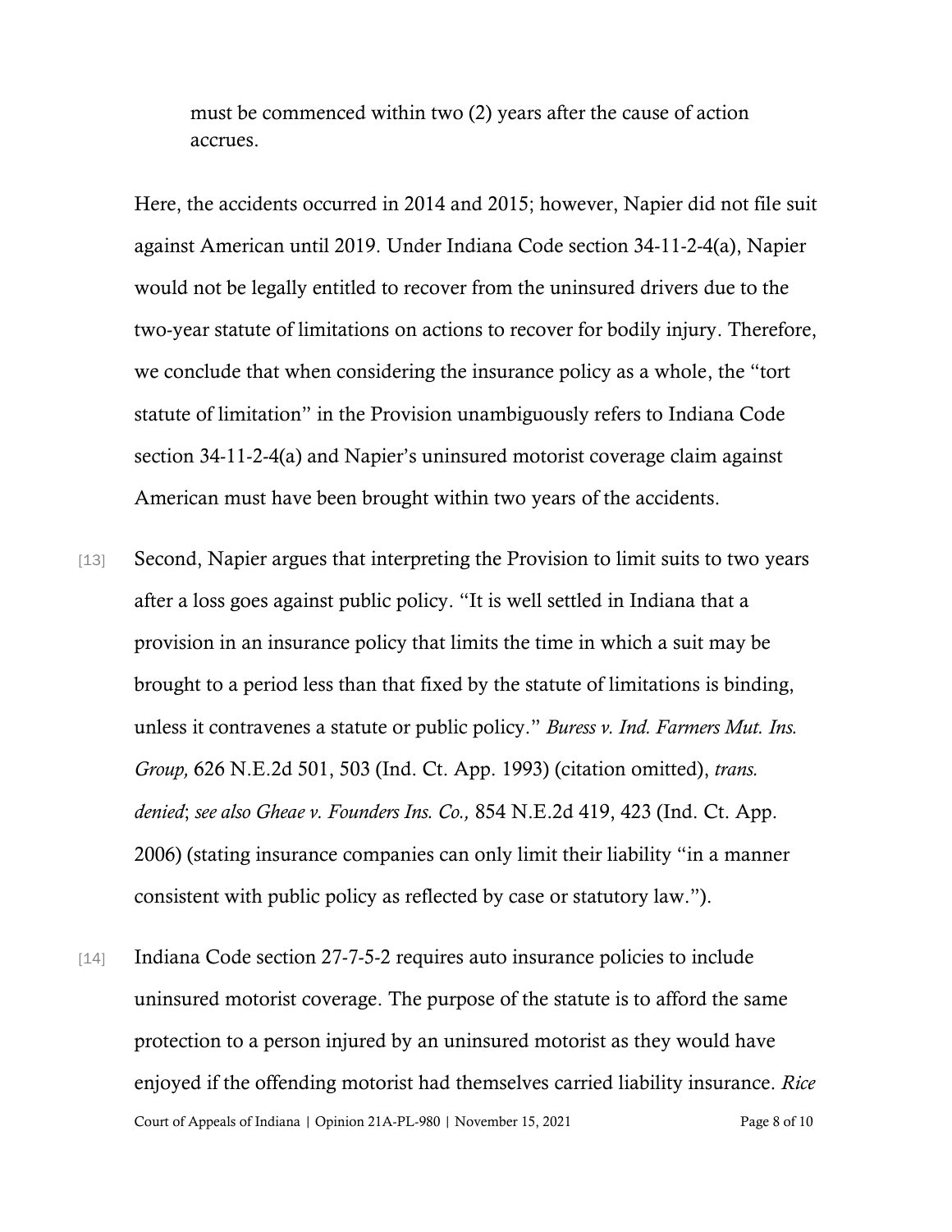> must be commenced within two (2) years after the cause of action accrues.

Here, the accidents occurred in 2014 and 2015; however, Napier did not file suit against American until 2019. Under Indiana Code section 34-11-2-4(a), Napier would not be legally entitled to recover from the uninsured drivers due to the two-year statute of limitations on actions to recover for bodily injury. Therefore, we conclude that when considering the insurance policy as a whole, the "tort statute of limitation" in the Provision unambiguously refers to Indiana Code section 34-11-2-4(a) and Napier's uninsured motorist coverage claim against American must have been brought within two years of the accidents.

[13] Second, Napier argues that interpreting the Provision to limit suits to two years after a loss goes against public policy. "It is well settled in Indiana that a provision in an insurance policy that limits the time in which a suit may be brought to a period less than that fixed by the statute of limitations is binding, unless it contravenes a statute or public policy." *Buress v. Ind. Farmers Mut. Ins. Group,* 626 N.E.2d 501, 503 (Ind. Ct. App. 1993) (citation omitted), *trans. denied*; *see also Gheae v. Founders Ins. Co.,* 854 N.E.2d 419, 423 (Ind. Ct. App. 2006) (stating insurance companies can only limit their liability "in a manner consistent with public policy as reflected by case or statutory law.").

[14] Indiana Code section 27-7-5-2 requires auto insurance policies to include uninsured motorist coverage. The purpose of the statute is to afford the same protection to a person injured by an uninsured motorist as they would have enjoyed if the offending motorist had themselves carried liability insurance. *Rice*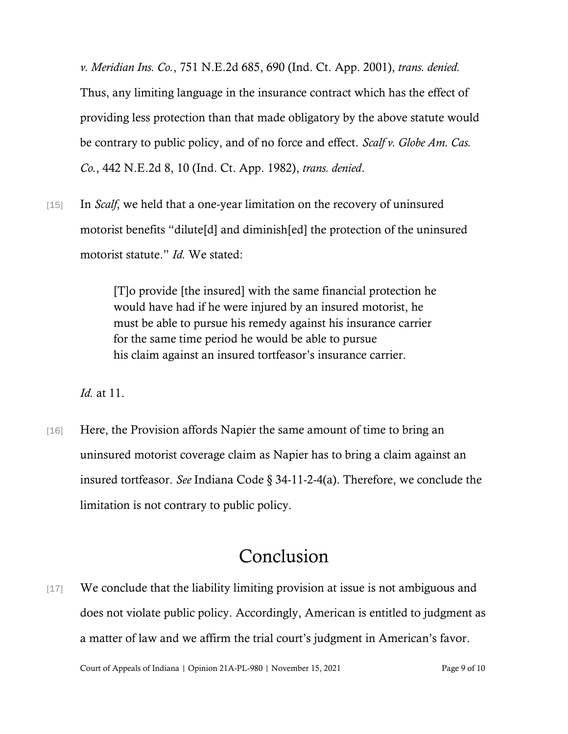*v. Meridian Ins. Co.*, 751 N.E.2d 685, 690 (Ind. Ct. App. 2001), *trans. denied.* Thus, any limiting language in the insurance contract which has the effect of providing less protection than that made obligatory by the above statute would be contrary to public policy, and of no force and effect. *Scalf v. Globe Am. Cas. Co.*, 442 N.E.2d 8, 10 (Ind. Ct. App. 1982), *trans. denied*.

[15] In *Scalf*, we held that a one-year limitation on the recovery of uninsured motorist benefits "dilute[d] and diminish[ed] the protection of the uninsured motorist statute." *Id.* We stated:

> [T]o provide [the insured] with the same financial protection he would have had if he were injured by an insured motorist, he must be able to pursue his remedy against his insurance carrier for the same time period he would be able to pursue his claim against an insured tortfeasor's insurance carrier.

*Id.* at 11.

[16] Here, the Provision affords Napier the same amount of time to bring an uninsured motorist coverage claim as Napier has to bring a claim against an insured tortfeasor. *See* Indiana Code § 34-11-2-4(a). Therefore, we conclude the limitation is not contrary to public policy.

# Conclusion

[17] We conclude that the liability limiting provision at issue is not ambiguous and does not violate public policy. Accordingly, American is entitled to judgment as a matter of law and we affirm the trial court's judgment in American's favor.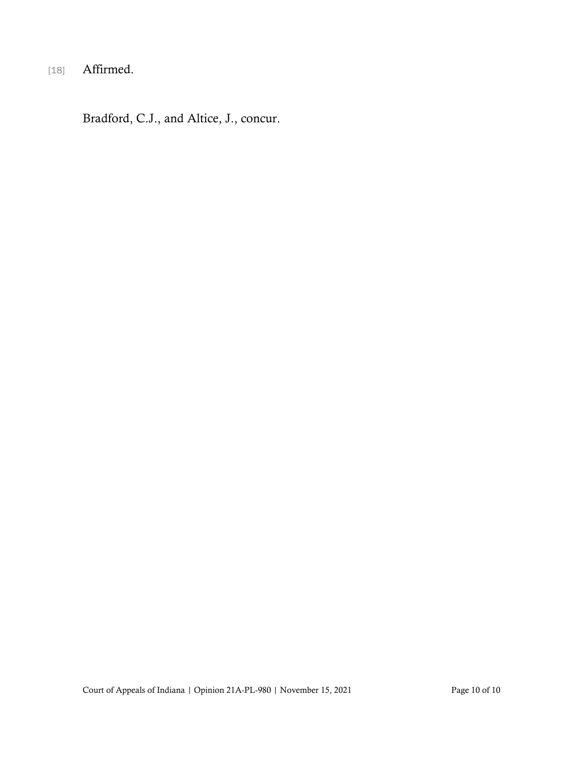[18] Affirmed.

Bradford, C.J., and Altice, J., concur.